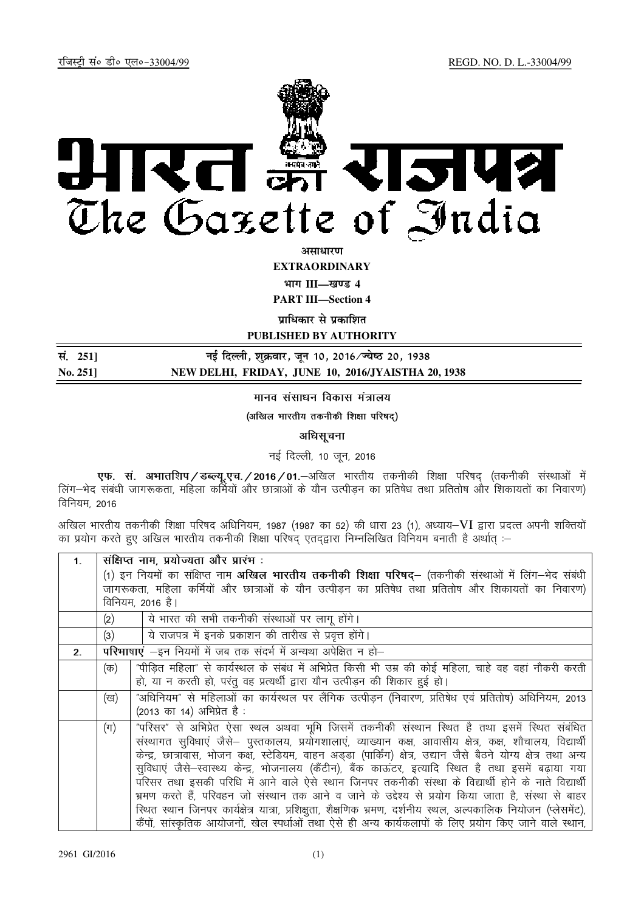रजिस्ट्री सं० डी० एल०-33004/99 REGD. NO. D. L.-33004/99

# भारत का राजपत्र
# The Gazette of India

**असाधारण**

**EXTRAORDINARY**

**भाग III—खण्ड 4**

**PART III—Section 4**

**प्राधिकार से प्रकाशित**

**PUBLISHED BY AUTHORITY**

| सं. 251] | नई दिल्ली, शुक्रवार, जून 10, 2016/ज्येष्ठ 20, 1938 |
|---|---|
| No. 251] | NEW DELHI, FRIDAY, JUNE 10, 2016/JYAISTHA 20, 1938 |

## मानव संसाधन विकास मंत्रालय

(अखिल भारतीय तकनीकी शिक्षा परिषद्)

## अधिसूचना

नई दिल्ली, 10 जून, 2016

**एफ. सं. अभातशिप/डब्ल्यू.एच./2016/01.**—अखिल भारतीय तकनीकी शिक्षा परिषद् (तकनीकी संस्थाओं में लिंग–भेद संबंधी जागरूकता, महिला कर्मियों और छात्राओं के यौन उत्पीड़न का प्रतिषेध तथा प्रतितोष और शिकायतों का निवारण) विनियम, 2016

अखिल भारतीय तकनीकी शिक्षा परिषद अधिनियम, 1987 (1987 का 52) की धारा 23 (1), अध्याय–VI द्वारा प्रदत्त अपनी शक्तियों का प्रयोग करते हुए अखिल भारतीय तकनीकी शिक्षा परिषद् एतद्द्वारा निम्नलिखित विनियम बनाती है अर्थात् :–

| | | |
|---|---|---|
| 1. | **संक्षिप्त नाम, प्रयोज्यता और प्रारंभ :** (1) इन नियमों का संक्षिप्त नाम **अखिल भारतीय तकनीकी शिक्षा परिषद्**– (तकनीकी संस्थाओं में लिंग–भेद संबंधी जागरूकता, महिला कर्मियों और छात्राओं के यौन उत्पीड़न का प्रतिषेध तथा प्रतितोष और शिकायतों का निवारण) विनियम, 2016 है। | |
| | (2) | ये भारत की सभी तकनीकी संस्थाओं पर लागू होंगे। |
| | (3) | ये राजपत्र में इनके प्रकाशन की तारीख से प्रवृत्त होंगे। |
| 2. | **परिभाषाएं** –इन नियमों में जब तक संदर्भ में अन्यथा अपेक्षित न हो– | |
| | (क) | "पीड़ित महिला" से कार्यस्थल के संबंध में अभिप्रेत किसी भी उम्र की कोई महिला, चाहे वह वहां नौकरी करती हो, या न करती हो, परंतु वह प्रत्यर्थी द्वारा यौन उत्पीड़न की शिकार हुई हो। |
| | (ख) | "अधिनियम" से महिलाओं का कार्यस्थल पर लैंगिक उत्पीड़न (निवारण, प्रतिषेध एवं प्रतितोष) अधिनियम, 2013 (2013 का 14) अभिप्रेत है : |
| | (ग) | "परिसर" से अभिप्रेत ऐसा स्थल अथवा भूमि जिसमें तकनीकी संस्थान स्थित है तथा इसमें स्थित संबंधित संस्थागत सुविधाएं जैसे– पुस्तकालय, प्रयोगशालाएं, व्याख्यान कक्ष, आवासीय क्षेत्र, कक्ष, शौचालय, विद्यार्थी केन्द्र, छात्रावास, भोजन कक्ष, स्टेडियम, वाहन अड्डा (पार्किंग) क्षेत्र, उद्यान जैसे बैठने योग्य क्षेत्र तथा अन्य सुविधाएं जैसे–स्वास्थ्य केन्द्र, भोजनालय (कैंटीन), बैंक काऊंटर, इत्यादि स्थित है तथा इसमें बढ़ाया गया परिसर तथा इसकी परिधि में आने वाले ऐसे स्थान जिनपर तकनीकी संस्था के विद्यार्थी होने के नाते विद्यार्थी भ्रमण करते हैं, परिवहन जो संस्थान तक आने व जाने के उद्देश्य से प्रयोग किया जाता है, संस्था से बाहर स्थित स्थान जिनपर कार्यक्षेत्र यात्रा, प्रशिक्षुता, शैक्षणिक भ्रमण, दर्शनीय स्थल, अल्पकालिक नियोजन (प्लेसमेंट), कैंपों, सांस्कृतिक आयोजनों, खेल स्पर्धाओं तथा ऐसे ही अन्य कार्यकलापों के लिए प्रयोग किए जाने वाले स्थान, |

2961 GI/2016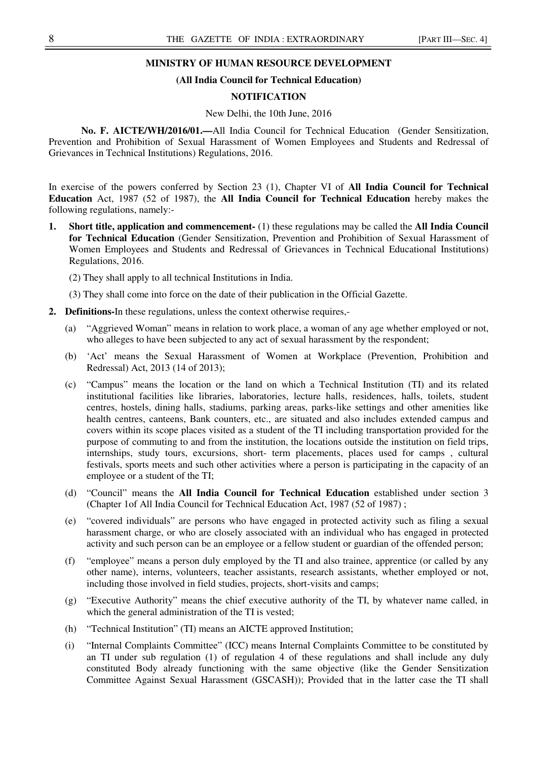**MINISTRY OF HUMAN RESOURCE DEVELOPMENT**

**(All India Council for Technical Education)**

**NOTIFICATION**

New Delhi, the 10th June, 2016

**No. F. AICTE/WH/2016/01.—**All India Council for Technical Education (Gender Sensitization, Prevention and Prohibition of Sexual Harassment of Women Employees and Students and Redressal of Grievances in Technical Institutions) Regulations, 2016.

In exercise of the powers conferred by Section 23 (1), Chapter VI of **All India Council for Technical Education** Act, 1987 (52 of 1987), the **All India Council for Technical Education** hereby makes the following regulations, namely:-

1. **Short title, application and commencement-** (1) these regulations may be called the **All India Council for Technical Education** (Gender Sensitization, Prevention and Prohibition of Sexual Harassment of Women Employees and Students and Redressal of Grievances in Technical Educational Institutions) Regulations, 2016.

   (2) They shall apply to all technical Institutions in India.

   (3) They shall come into force on the date of their publication in the Official Gazette.

2. **Definitions-**In these regulations, unless the context otherwise requires,-

   (a) "Aggrieved Woman" means in relation to work place, a woman of any age whether employed or not, who alleges to have been subjected to any act of sexual harassment by the respondent;

   (b) 'Act' means the Sexual Harassment of Women at Workplace (Prevention, Prohibition and Redressal) Act, 2013 (14 of 2013);

   (c) "Campus" means the location or the land on which a Technical Institution (TI) and its related institutional facilities like libraries, laboratories, lecture halls, residences, halls, toilets, student centres, hostels, dining halls, stadiums, parking areas, parks-like settings and other amenities like health centres, canteens, Bank counters, etc., are situated and also includes extended campus and covers within its scope places visited as a student of the TI including transportation provided for the purpose of commuting to and from the institution, the locations outside the institution on field trips, internships, study tours, excursions, short- term placements, places used for camps , cultural festivals, sports meets and such other activities where a person is participating in the capacity of an employee or a student of the TI;

   (d) "Council" means the **All India Council for Technical Education** established under section 3 (Chapter 1of All India Council for Technical Education Act, 1987 (52 of 1987) ;

   (e) "covered individuals" are persons who have engaged in protected activity such as filing a sexual harassment charge, or who are closely associated with an individual who has engaged in protected activity and such person can be an employee or a fellow student or guardian of the offended person;

   (f) "employee" means a person duly employed by the TI and also trainee, apprentice (or called by any other name), interns, volunteers, teacher assistants, research assistants, whether employed or not, including those involved in field studies, projects, short-visits and camps;

   (g) "Executive Authority" means the chief executive authority of the TI, by whatever name called, in which the general administration of the TI is vested;

   (h) "Technical Institution" (TI) means an AICTE approved Institution;

   (i) "Internal Complaints Committee" (ICC) means Internal Complaints Committee to be constituted by an TI under sub regulation (1) of regulation 4 of these regulations and shall include any duly constituted Body already functioning with the same objective (like the Gender Sensitization Committee Against Sexual Harassment (GSCASH)); Provided that in the latter case the TI shall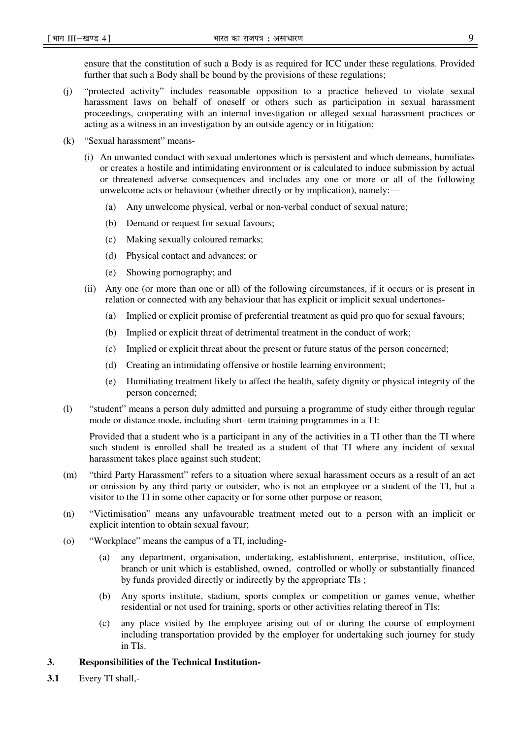ensure that the constitution of such a Body is as required for ICC under these regulations. Provided further that such a Body shall be bound by the provisions of these regulations;

(j) "protected activity" includes reasonable opposition to a practice believed to violate sexual harassment laws on behalf of oneself or others such as participation in sexual harassment proceedings, cooperating with an internal investigation or alleged sexual harassment practices or acting as a witness in an investigation by an outside agency or in litigation;

(k) "Sexual harassment" means-

(i) An unwanted conduct with sexual undertones which is persistent and which demeans, humiliates or creates a hostile and intimidating environment or is calculated to induce submission by actual or threatened adverse consequences and includes any one or more or all of the following unwelcome acts or behaviour (whether directly or by implication), namely:—

(a) Any unwelcome physical, verbal or non-verbal conduct of sexual nature;

(b) Demand or request for sexual favours;

(c) Making sexually coloured remarks;

(d) Physical contact and advances; or

(e) Showing pornography; and

(ii) Any one (or more than one or all) of the following circumstances, if it occurs or is present in relation or connected with any behaviour that has explicit or implicit sexual undertones-

(a) Implied or explicit promise of preferential treatment as quid pro quo for sexual favours;

(b) Implied or explicit threat of detrimental treatment in the conduct of work;

(c) Implied or explicit threat about the present or future status of the person concerned;

(d) Creating an intimidating offensive or hostile learning environment;

(e) Humiliating treatment likely to affect the health, safety dignity or physical integrity of the person concerned;

(l) "student" means a person duly admitted and pursuing a programme of study either through regular mode or distance mode, including short- term training programmes in a TI:

Provided that a student who is a participant in any of the activities in a TI other than the TI where such student is enrolled shall be treated as a student of that TI where any incident of sexual harassment takes place against such student;

(m) "third Party Harassment" refers to a situation where sexual harassment occurs as a result of an act or omission by any third party or outsider, who is not an employee or a student of the TI, but a visitor to the TI in some other capacity or for some other purpose or reason;

(n) "Victimisation" means any unfavourable treatment meted out to a person with an implicit or explicit intention to obtain sexual favour;

(o) "Workplace" means the campus of a TI, including-

(a) any department, organisation, undertaking, establishment, enterprise, institution, office, branch or unit which is established, owned, controlled or wholly or substantially financed by funds provided directly or indirectly by the appropriate TIs ;

(b) Any sports institute, stadium, sports complex or competition or games venue, whether residential or not used for training, sports or other activities relating thereof in TIs;

(c) any place visited by the employee arising out of or during the course of employment including transportation provided by the employer for undertaking such journey for study in TIs.

**3. Responsibilities of the Technical Institution-**

**3.1** Every TI shall,-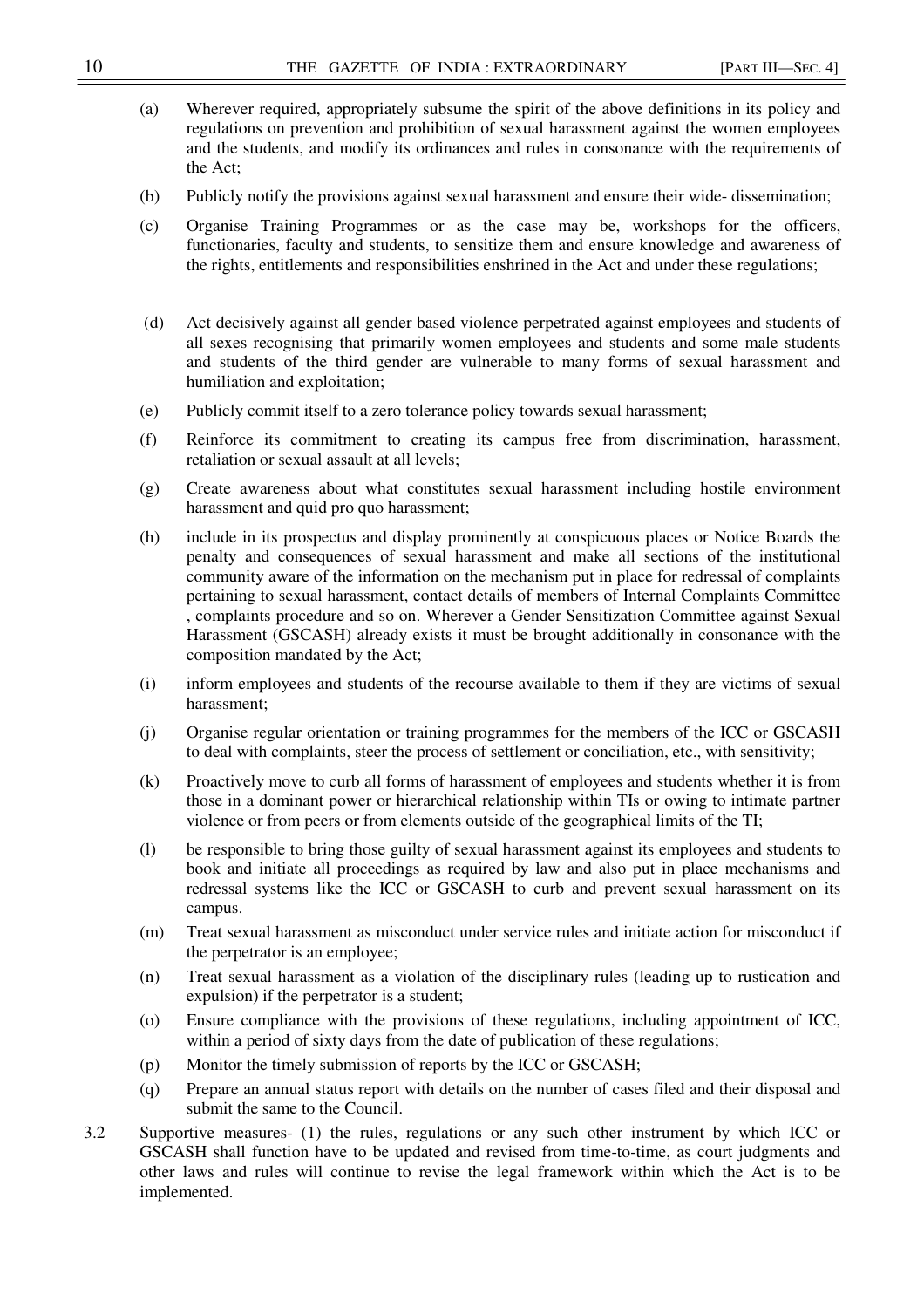(a) Wherever required, appropriately subsume the spirit of the above definitions in its policy and regulations on prevention and prohibition of sexual harassment against the women employees and the students, and modify its ordinances and rules in consonance with the requirements of the Act;

(b) Publicly notify the provisions against sexual harassment and ensure their wide- dissemination;

(c) Organise Training Programmes or as the case may be, workshops for the officers, functionaries, faculty and students, to sensitize them and ensure knowledge and awareness of the rights, entitlements and responsibilities enshrined in the Act and under these regulations;

(d) Act decisively against all gender based violence perpetrated against employees and students of all sexes recognising that primarily women employees and students and some male students and students of the third gender are vulnerable to many forms of sexual harassment and humiliation and exploitation;

(e) Publicly commit itself to a zero tolerance policy towards sexual harassment;

(f) Reinforce its commitment to creating its campus free from discrimination, harassment, retaliation or sexual assault at all levels;

(g) Create awareness about what constitutes sexual harassment including hostile environment harassment and quid pro quo harassment;

(h) include in its prospectus and display prominently at conspicuous places or Notice Boards the penalty and consequences of sexual harassment and make all sections of the institutional community aware of the information on the mechanism put in place for redressal of complaints pertaining to sexual harassment, contact details of members of Internal Complaints Committee , complaints procedure and so on. Wherever a Gender Sensitization Committee against Sexual Harassment (GSCASH) already exists it must be brought additionally in consonance with the composition mandated by the Act;

(i) inform employees and students of the recourse available to them if they are victims of sexual harassment;

(j) Organise regular orientation or training programmes for the members of the ICC or GSCASH to deal with complaints, steer the process of settlement or conciliation, etc., with sensitivity;

(k) Proactively move to curb all forms of harassment of employees and students whether it is from those in a dominant power or hierarchical relationship within TIs or owing to intimate partner violence or from peers or from elements outside of the geographical limits of the TI;

(l) be responsible to bring those guilty of sexual harassment against its employees and students to book and initiate all proceedings as required by law and also put in place mechanisms and redressal systems like the ICC or GSCASH to curb and prevent sexual harassment on its campus.

(m) Treat sexual harassment as misconduct under service rules and initiate action for misconduct if the perpetrator is an employee;

(n) Treat sexual harassment as a violation of the disciplinary rules (leading up to rustication and expulsion) if the perpetrator is a student;

(o) Ensure compliance with the provisions of these regulations, including appointment of ICC, within a period of sixty days from the date of publication of these regulations;

(p) Monitor the timely submission of reports by the ICC or GSCASH;

(q) Prepare an annual status report with details on the number of cases filed and their disposal and submit the same to the Council.

3.2 Supportive measures- (1) the rules, regulations or any such other instrument by which ICC or GSCASH shall function have to be updated and revised from time-to-time, as court judgments and other laws and rules will continue to revise the legal framework within which the Act is to be implemented.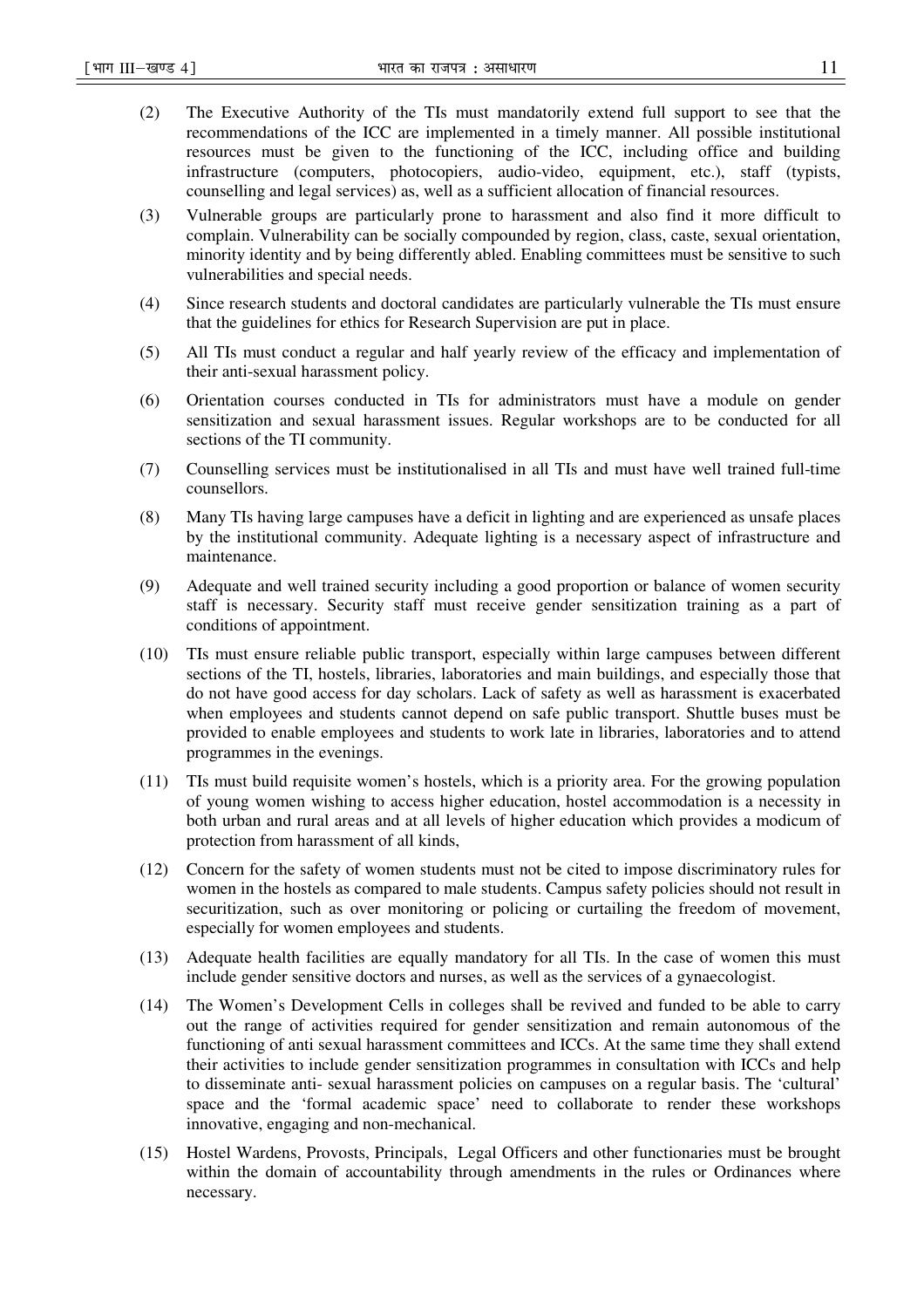(2) The Executive Authority of the TIs must mandatorily extend full support to see that the recommendations of the ICC are implemented in a timely manner. All possible institutional resources must be given to the functioning of the ICC, including office and building infrastructure (computers, photocopiers, audio-video, equipment, etc.), staff (typists, counselling and legal services) as, well as a sufficient allocation of financial resources.

(3) Vulnerable groups are particularly prone to harassment and also find it more difficult to complain. Vulnerability can be socially compounded by region, class, caste, sexual orientation, minority identity and by being differently abled. Enabling committees must be sensitive to such vulnerabilities and special needs.

(4) Since research students and doctoral candidates are particularly vulnerable the TIs must ensure that the guidelines for ethics for Research Supervision are put in place.

(5) All TIs must conduct a regular and half yearly review of the efficacy and implementation of their anti-sexual harassment policy.

(6) Orientation courses conducted in TIs for administrators must have a module on gender sensitization and sexual harassment issues. Regular workshops are to be conducted for all sections of the TI community.

(7) Counselling services must be institutionalised in all TIs and must have well trained full-time counsellors.

(8) Many TIs having large campuses have a deficit in lighting and are experienced as unsafe places by the institutional community. Adequate lighting is a necessary aspect of infrastructure and maintenance.

(9) Adequate and well trained security including a good proportion or balance of women security staff is necessary. Security staff must receive gender sensitization training as a part of conditions of appointment.

(10) TIs must ensure reliable public transport, especially within large campuses between different sections of the TI, hostels, libraries, laboratories and main buildings, and especially those that do not have good access for day scholars. Lack of safety as well as harassment is exacerbated when employees and students cannot depend on safe public transport. Shuttle buses must be provided to enable employees and students to work late in libraries, laboratories and to attend programmes in the evenings.

(11) TIs must build requisite women's hostels, which is a priority area. For the growing population of young women wishing to access higher education, hostel accommodation is a necessity in both urban and rural areas and at all levels of higher education which provides a modicum of protection from harassment of all kinds,

(12) Concern for the safety of women students must not be cited to impose discriminatory rules for women in the hostels as compared to male students. Campus safety policies should not result in securitization, such as over monitoring or policing or curtailing the freedom of movement, especially for women employees and students.

(13) Adequate health facilities are equally mandatory for all TIs. In the case of women this must include gender sensitive doctors and nurses, as well as the services of a gynaecologist.

(14) The Women's Development Cells in colleges shall be revived and funded to be able to carry out the range of activities required for gender sensitization and remain autonomous of the functioning of anti sexual harassment committees and ICCs. At the same time they shall extend their activities to include gender sensitization programmes in consultation with ICCs and help to disseminate anti- sexual harassment policies on campuses on a regular basis. The 'cultural' space and the 'formal academic space' need to collaborate to render these workshops innovative, engaging and non-mechanical.

(15) Hostel Wardens, Provosts, Principals, Legal Officers and other functionaries must be brought within the domain of accountability through amendments in the rules or Ordinances where necessary.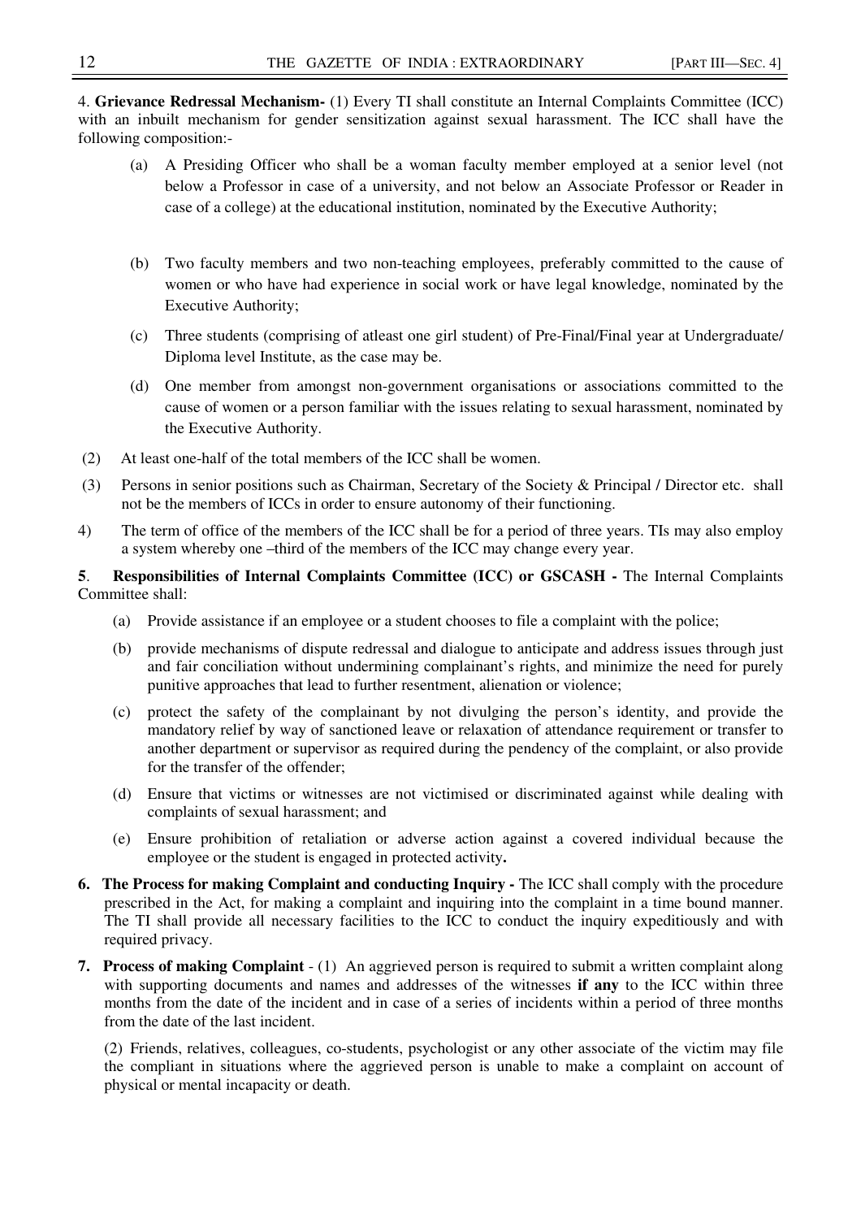4. **Grievance Redressal Mechanism-** (1) Every TI shall constitute an Internal Complaints Committee (ICC) with an inbuilt mechanism for gender sensitization against sexual harassment. The ICC shall have the following composition:-

(a) A Presiding Officer who shall be a woman faculty member employed at a senior level (not below a Professor in case of a university, and not below an Associate Professor or Reader in case of a college) at the educational institution, nominated by the Executive Authority;

(b) Two faculty members and two non-teaching employees, preferably committed to the cause of women or who have had experience in social work or have legal knowledge, nominated by the Executive Authority;

(c) Three students (comprising of atleast one girl student) of Pre-Final/Final year at Undergraduate/ Diploma level Institute, as the case may be.

(d) One member from amongst non-government organisations or associations committed to the cause of women or a person familiar with the issues relating to sexual harassment, nominated by the Executive Authority.

(2) At least one-half of the total members of the ICC shall be women.

(3) Persons in senior positions such as Chairman, Secretary of the Society & Principal / Director etc. shall not be the members of ICCs in order to ensure autonomy of their functioning.

4) The term of office of the members of the ICC shall be for a period of three years. TIs may also employ a system whereby one –third of the members of the ICC may change every year.

**5**. **Responsibilities of Internal Complaints Committee (ICC) or GSCASH -** The Internal Complaints Committee shall:

(a) Provide assistance if an employee or a student chooses to file a complaint with the police;

(b) provide mechanisms of dispute redressal and dialogue to anticipate and address issues through just and fair conciliation without undermining complainant's rights, and minimize the need for purely punitive approaches that lead to further resentment, alienation or violence;

(c) protect the safety of the complainant by not divulging the person's identity, and provide the mandatory relief by way of sanctioned leave or relaxation of attendance requirement or transfer to another department or supervisor as required during the pendency of the complaint, or also provide for the transfer of the offender;

(d) Ensure that victims or witnesses are not victimised or discriminated against while dealing with complaints of sexual harassment; and

(e) Ensure prohibition of retaliation or adverse action against a covered individual because the employee or the student is engaged in protected activity**.**

**6. The Process for making Complaint and conducting Inquiry -** The ICC shall comply with the procedure prescribed in the Act, for making a complaint and inquiring into the complaint in a time bound manner. The TI shall provide all necessary facilities to the ICC to conduct the inquiry expeditiously and with required privacy.

**7. Process of making Complaint** - (1) An aggrieved person is required to submit a written complaint along with supporting documents and names and addresses of the witnesses **if any** to the ICC within three months from the date of the incident and in case of a series of incidents within a period of three months from the date of the last incident.

(2) Friends, relatives, colleagues, co-students, psychologist or any other associate of the victim may file the compliant in situations where the aggrieved person is unable to make a complaint on account of physical or mental incapacity or death.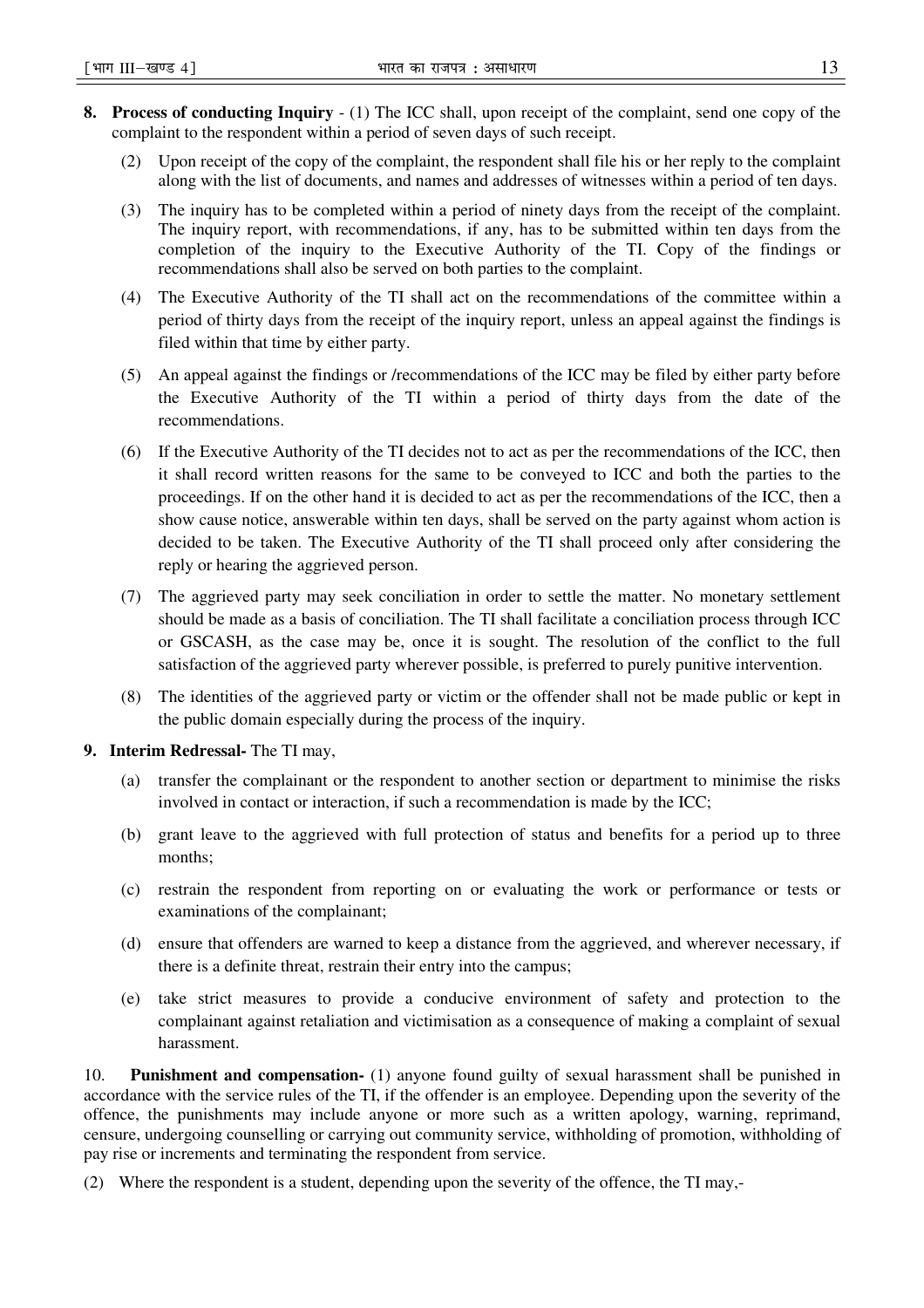**8. Process of conducting Inquiry** - (1) The ICC shall, upon receipt of the complaint, send one copy of the complaint to the respondent within a period of seven days of such receipt.

(2) Upon receipt of the copy of the complaint, the respondent shall file his or her reply to the complaint along with the list of documents, and names and addresses of witnesses within a period of ten days.

(3) The inquiry has to be completed within a period of ninety days from the receipt of the complaint. The inquiry report, with recommendations, if any, has to be submitted within ten days from the completion of the inquiry to the Executive Authority of the TI. Copy of the findings or recommendations shall also be served on both parties to the complaint.

(4) The Executive Authority of the TI shall act on the recommendations of the committee within a period of thirty days from the receipt of the inquiry report, unless an appeal against the findings is filed within that time by either party.

(5) An appeal against the findings or /recommendations of the ICC may be filed by either party before the Executive Authority of the TI within a period of thirty days from the date of the recommendations.

(6) If the Executive Authority of the TI decides not to act as per the recommendations of the ICC, then it shall record written reasons for the same to be conveyed to ICC and both the parties to the proceedings. If on the other hand it is decided to act as per the recommendations of the ICC, then a show cause notice, answerable within ten days, shall be served on the party against whom action is decided to be taken. The Executive Authority of the TI shall proceed only after considering the reply or hearing the aggrieved person.

(7) The aggrieved party may seek conciliation in order to settle the matter. No monetary settlement should be made as a basis of conciliation. The TI shall facilitate a conciliation process through ICC or GSCASH, as the case may be, once it is sought. The resolution of the conflict to the full satisfaction of the aggrieved party wherever possible, is preferred to purely punitive intervention.

(8) The identities of the aggrieved party or victim or the offender shall not be made public or kept in the public domain especially during the process of the inquiry.

**9. Interim Redressal-** The TI may,

(a) transfer the complainant or the respondent to another section or department to minimise the risks involved in contact or interaction, if such a recommendation is made by the ICC;

(b) grant leave to the aggrieved with full protection of status and benefits for a period up to three months;

(c) restrain the respondent from reporting on or evaluating the work or performance or tests or examinations of the complainant;

(d) ensure that offenders are warned to keep a distance from the aggrieved, and wherever necessary, if there is a definite threat, restrain their entry into the campus;

(e) take strict measures to provide a conducive environment of safety and protection to the complainant against retaliation and victimisation as a consequence of making a complaint of sexual harassment.

10. **Punishment and compensation-** (1) anyone found guilty of sexual harassment shall be punished in accordance with the service rules of the TI, if the offender is an employee. Depending upon the severity of the offence, the punishments may include anyone or more such as a written apology, warning, reprimand, censure, undergoing counselling or carrying out community service, withholding of promotion, withholding of pay rise or increments and terminating the respondent from service.

(2) Where the respondent is a student, depending upon the severity of the offence, the TI may,-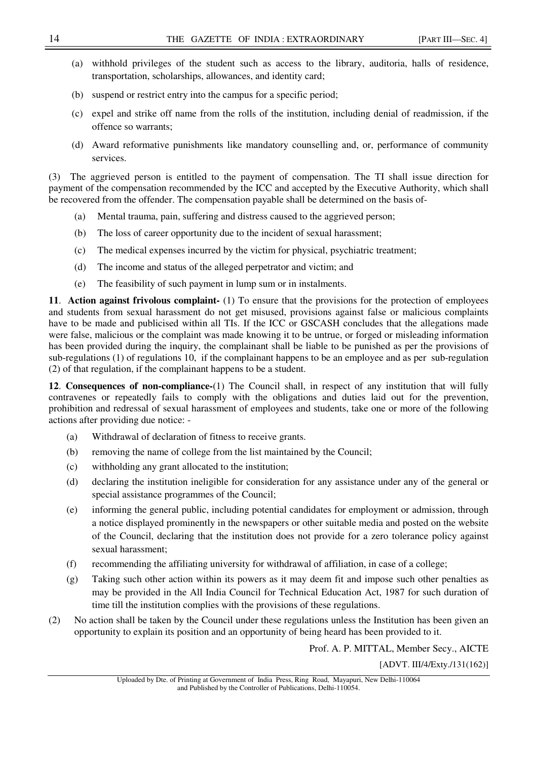(a) withhold privileges of the student such as access to the library, auditoria, halls of residence, transportation, scholarships, allowances, and identity card;

(b) suspend or restrict entry into the campus for a specific period;

(c) expel and strike off name from the rolls of the institution, including denial of readmission, if the offence so warrants;

(d) Award reformative punishments like mandatory counselling and, or, performance of community services.

(3) The aggrieved person is entitled to the payment of compensation. The TI shall issue direction for payment of the compensation recommended by the ICC and accepted by the Executive Authority, which shall be recovered from the offender. The compensation payable shall be determined on the basis of-

(a) Mental trauma, pain, suffering and distress caused to the aggrieved person;

(b) The loss of career opportunity due to the incident of sexual harassment;

(c) The medical expenses incurred by the victim for physical, psychiatric treatment;

(d) The income and status of the alleged perpetrator and victim; and

(e) The feasibility of such payment in lump sum or in instalments.

**11**. **Action against frivolous complaint-** (1) To ensure that the provisions for the protection of employees and students from sexual harassment do not get misused, provisions against false or malicious complaints have to be made and publicised within all TIs. If the ICC or GSCASH concludes that the allegations made were false, malicious or the complaint was made knowing it to be untrue, or forged or misleading information has been provided during the inquiry, the complainant shall be liable to be punished as per the provisions of sub-regulations (1) of regulations 10, if the complainant happens to be an employee and as per sub-regulation (2) of that regulation, if the complainant happens to be a student.

**12**. **Consequences of non-compliance-**(1) The Council shall, in respect of any institution that will fully contravenes or repeatedly fails to comply with the obligations and duties laid out for the prevention, prohibition and redressal of sexual harassment of employees and students, take one or more of the following actions after providing due notice: -

(a) Withdrawal of declaration of fitness to receive grants.

(b) removing the name of college from the list maintained by the Council;

(c) withholding any grant allocated to the institution;

(d) declaring the institution ineligible for consideration for any assistance under any of the general or special assistance programmes of the Council;

(e) informing the general public, including potential candidates for employment or admission, through a notice displayed prominently in the newspapers or other suitable media and posted on the website of the Council, declaring that the institution does not provide for a zero tolerance policy against sexual harassment;

(f) recommending the affiliating university for withdrawal of affiliation, in case of a college;

(g) Taking such other action within its powers as it may deem fit and impose such other penalties as may be provided in the All India Council for Technical Education Act, 1987 for such duration of time till the institution complies with the provisions of these regulations.

(2) No action shall be taken by the Council under these regulations unless the Institution has been given an opportunity to explain its position and an opportunity of being heard has been provided to it.

Prof. A. P. MITTAL, Member Secy., AICTE

[ADVT. III/4/Exty./131(162)]

Uploaded by Dte. of Printing at Government of India Press, Ring Road, Mayapuri, New Delhi-110064 and Published by the Controller of Publications, Delhi-110054.